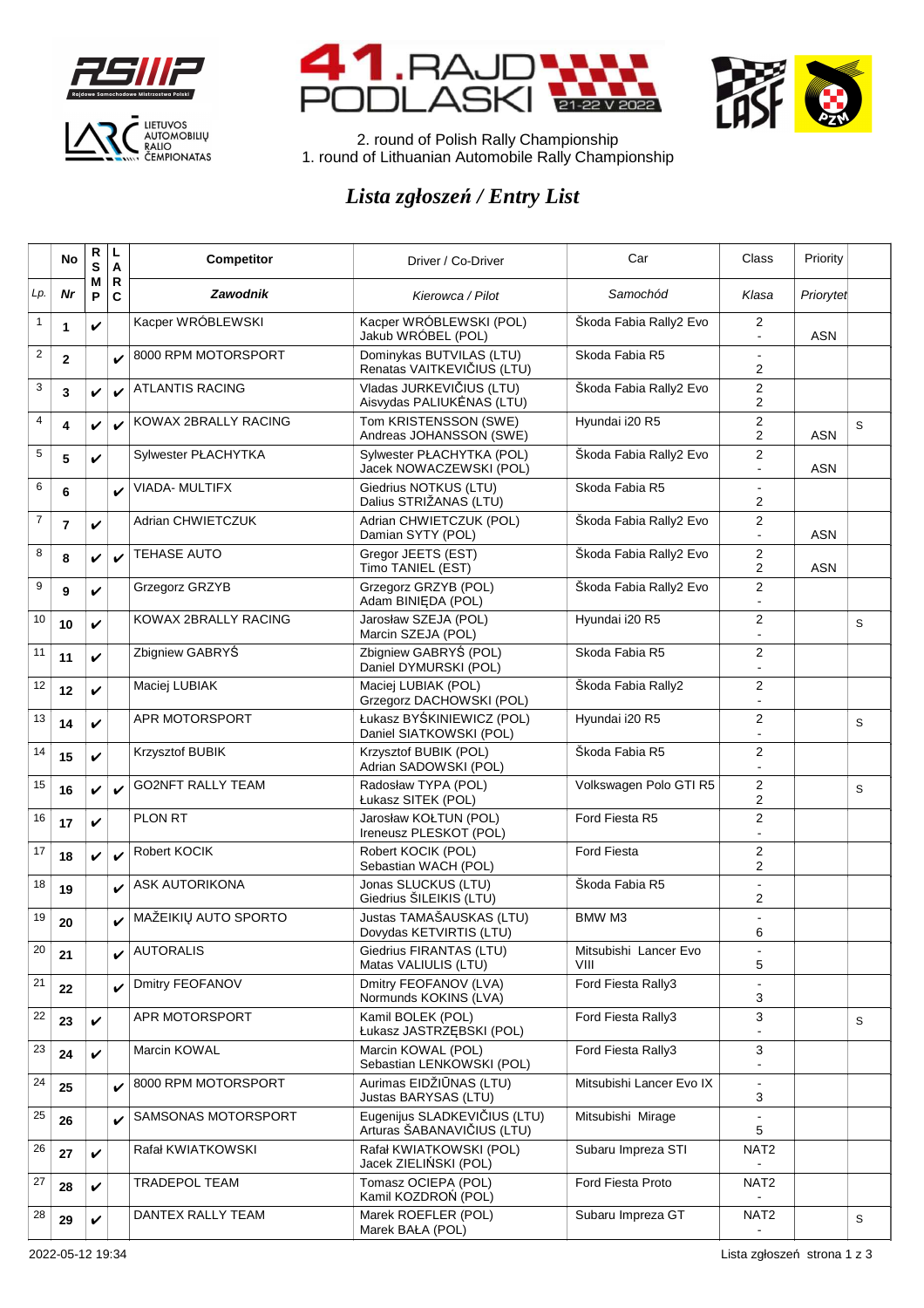2. round of Polish Rally Championship
1. round of Lithuanian Automobile Rally Championship

# *Lista zgłoszeń / Entry List*

| Lp. | No / Nr | RSMP | LARC | Competitor / Zawodnik | Driver / Co-Driver (Kierowca / Pilot) | Car / Samochód | Class / Klasa | Priority / Priorytet | |
|---|---|---|---|---|---|---|---|---|---|
| 1 | 1 | ✔ | | Kacper WRÓBLEWSKI | Kacper WRÓBLEWSKI (POL)<br>Jakub WRÓBEL (POL) | Škoda Fabia Rally2 Evo | 2<br>- | ASN | |
| 2 | 2 | | ✔ | 8000 RPM MOTORSPORT | Dominykas BUTVILAS (LTU)<br>Renatas VAITKEVIČIUS (LTU) | Skoda Fabia R5 | -<br>2 | | |
| 3 | 3 | ✔ | ✔ | ATLANTIS RACING | Vladas JURKEVIČIUS (LTU)<br>Aisvydas PALIUKĖNAS (LTU) | Škoda Fabia Rally2 Evo | 2<br>2 | | |
| 4 | 4 | ✔ | ✔ | KOWAX 2BRALLY RACING | Tom KRISTENSSON (SWE)<br>Andreas JOHANSSON (SWE) | Hyundai i20 R5 | 2<br>2 | ASN | S |
| 5 | 5 | ✔ | | Sylwester PŁACHYTKA | Sylwester PŁACHYTKA (POL)<br>Jacek NOWACZEWSKI (POL) | Škoda Fabia Rally2 Evo | 2<br>- | ASN | |
| 6 | 6 | | ✔ | VIADA- MULTIFX | Giedrius NOTKUS (LTU)<br>Dalius STRIŽANAS (LTU) | Skoda Fabia R5 | -<br>2 | | |
| 7 | 7 | ✔ | | Adrian CHWIETCZUK | Adrian CHWIETCZUK (POL)<br>Damian SYTY (POL) | Škoda Fabia Rally2 Evo | 2<br>- | ASN | |
| 8 | 8 | ✔ | ✔ | TEHASE AUTO | Gregor JEETS (EST)<br>Timo TANIEL (EST) | Škoda Fabia Rally2 Evo | 2<br>2 | ASN | |
| 9 | 9 | ✔ | | Grzegorz GRZYB | Grzegorz GRZYB (POL)<br>Adam BINIĘDA (POL) | Škoda Fabia Rally2 Evo | 2<br>- | | |
| 10 | 10 | ✔ | | KOWAX 2BRALLY RACING | Jarosław SZEJA (POL)<br>Marcin SZEJA (POL) | Hyundai i20 R5 | 2<br>- | | S |
| 11 | 11 | ✔ | | Zbigniew GABRYŚ | Zbigniew GABRYŚ (POL)<br>Daniel DYMURSKI (POL) | Skoda Fabia R5 | 2<br>- | | |
| 12 | 12 | ✔ | | Maciej LUBIAK | Maciej LUBIAK (POL)<br>Grzegorz DACHOWSKI (POL) | Škoda Fabia Rally2 | 2<br>- | | |
| 13 | 14 | ✔ | | APR MOTORSPORT | Łukasz BYŚKINIEWICZ (POL)<br>Daniel SIATKOWSKI (POL) | Hyundai i20 R5 | 2<br>- | | S |
| 14 | 15 | ✔ | | Krzysztof BUBIK | Krzysztof BUBIK (POL)<br>Adrian SADOWSKI (POL) | Škoda Fabia R5 | 2<br>- | | |
| 15 | 16 | ✔ | ✔ | GO2NFT RALLY TEAM | Radosław TYPA (POL)<br>Łukasz SITEK (POL) | Volkswagen Polo GTI R5 | 2<br>2 | | S |
| 16 | 17 | ✔ | | PLON RT | Jarosław KOŁTUN (POL)<br>Ireneusz PLESKOT (POL) | Ford Fiesta R5 | 2<br>- | | |
| 17 | 18 | ✔ | ✔ | Robert KOCIK | Robert KOCIK (POL)<br>Sebastian WACH (POL) | Ford Fiesta | 2<br>2 | | |
| 18 | 19 | | ✔ | ASK AUTORIKONA | Jonas SLUCKUS (LTU)<br>Giedrius ŠILEIKIS (LTU) | Škoda Fabia R5 | -<br>2 | | |
| 19 | 20 | | ✔ | MAŽEIKIŲ AUTO SPORTO | Justas TAMAŠAUSKAS (LTU)<br>Dovydas KETVIRTIS (LTU) | BMW M3 | -<br>6 | | |
| 20 | 21 | | ✔ | AUTORALIS | Giedrius FIRANTAS (LTU)<br>Matas VALIULIS (LTU) | Mitsubishi Lancer Evo VIII | -<br>5 | | |
| 21 | 22 | | ✔ | Dmitry FEOFANOV | Dmitry FEOFANOV (LVA)<br>Normunds KOKINS (LVA) | Ford Fiesta Rally3 | -<br>3 | | |
| 22 | 23 | ✔ | | APR MOTORSPORT | Kamil BOLEK (POL)<br>Łukasz JASTRZĘBSKI (POL) | Ford Fiesta Rally3 | 3<br>- | | S |
| 23 | 24 | ✔ | | Marcin KOWAL | Marcin KOWAL (POL)<br>Sebastian LENKOWSKI (POL) | Ford Fiesta Rally3 | 3<br>- | | |
| 24 | 25 | | ✔ | 8000 RPM MOTORSPORT | Aurimas EIDŽIŪNAS (LTU)<br>Justas BARYSAS (LTU) | Mitsubishi Lancer Evo IX | -<br>3 | | |
| 25 | 26 | | ✔ | SAMSONAS MOTORSPORT | Eugenijus SLADKEVIČIUS (LTU)<br>Arturas ŠABANAVIČIUS (LTU) | Mitsubishi Mirage | -<br>5 | | |
| 26 | 27 | ✔ | | Rafał KWIATKOWSKI | Rafał KWIATKOWSKI (POL)<br>Jacek ZIELIŃSKI (POL) | Subaru Impreza STI | NAT2<br>- | | |
| 27 | 28 | ✔ | | TRADEPOL TEAM | Tomasz OCIEPA (POL)<br>Kamil KOZDROŃ (POL) | Ford Fiesta Proto | NAT2<br>- | | |
| 28 | 29 | ✔ | | DANTEX RALLY TEAM | Marek ROEFLER (POL)<br>Marek BAŁA (POL) | Subaru Impreza GT | NAT2<br>- | | S |

2022-05-12 19:34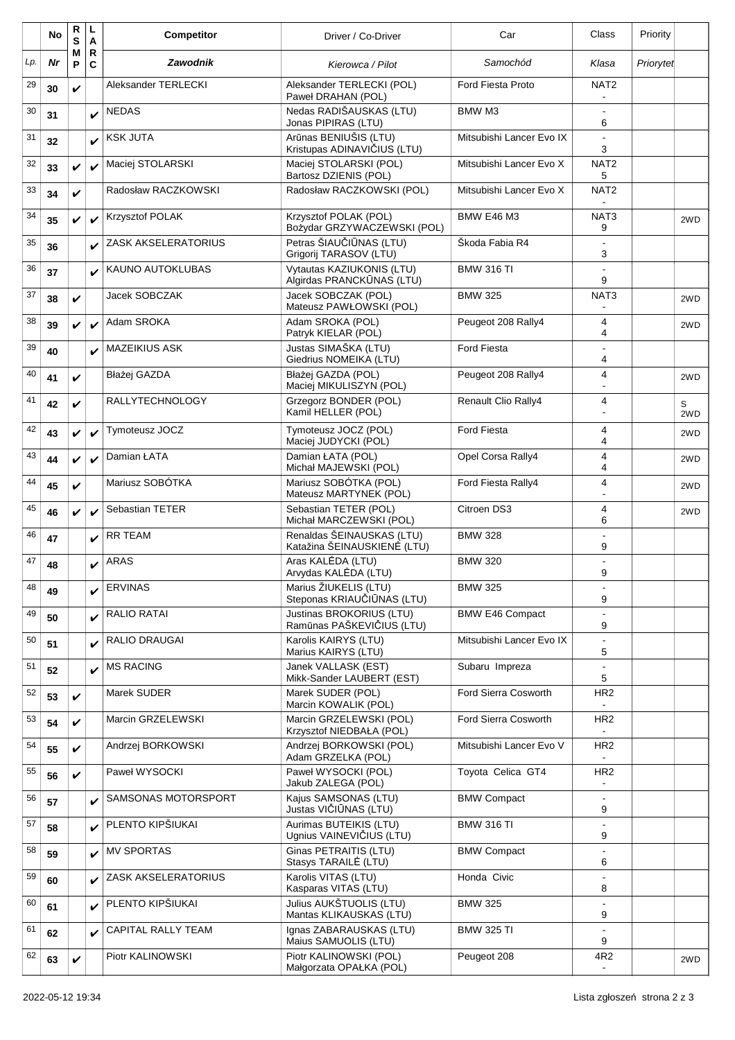| Lp. | No / Nr | RSMP | LARC | Competitor / Zawodnik | Driver / Co-Driver / Kierowca / Pilot | Car / Samochód | Class / Klasa | Priority / Priorytet | |
|---|---|---|---|---|---|---|---|---|---|
| 29 | 30 | ✔ | | Aleksander TERLECKI | Aleksander TERLECKI (POL)<br>Paweł DRAHAN (POL) | Ford Fiesta Proto | NAT2<br>- | | |
| 30 | 31 | | ✔ | NEDAS | Nedas RADIŠAUSKAS (LTU)<br>Jonas PIPIRAS (LTU) | BMW M3 | -<br>6 | | |
| 31 | 32 | | ✔ | KSK JUTA | Arūnas BENIUŠIS (LTU)<br>Kristupas ADINAVIČIUS (LTU) | Mitsubishi Lancer Evo IX | -<br>3 | | |
| 32 | 33 | ✔ | ✔ | Maciej STOLARSKI | Maciej STOLARSKI (POL)<br>Bartosz DZIENIS (POL) | Mitsubishi Lancer Evo X | NAT2<br>5 | | |
| 33 | 34 | ✔ | | Radosław RACZKOWSKI | Radosław RACZKOWSKI (POL) | Mitsubishi Lancer Evo X | NAT2<br>- | | |
| 34 | 35 | ✔ | ✔ | Krzysztof POLAK | Krzysztof POLAK (POL)<br>Bożydar GRZYWACZEWSKI (POL) | BMW E46 M3 | NAT3<br>9 | | 2WD |
| 35 | 36 | | ✔ | ZASK AKSELERATORIUS | Petras ŠIAUČIŪNAS (LTU)<br>Grigorij TARASOV (LTU) | Škoda Fabia R4 | -<br>3 | | |
| 36 | 37 | | ✔ | KAUNO AUTOKLUBAS | Vytautas KAZIUKONIS (LTU)<br>Algirdas PRANCKŪNAS (LTU) | BMW 316 TI | -<br>9 | | |
| 37 | 38 | ✔ | | Jacek SOBCZAK | Jacek SOBCZAK (POL)<br>Mateusz PAWŁOWSKI (POL) | BMW 325 | NAT3<br>- | | 2WD |
| 38 | 39 | ✔ | ✔ | Adam SROKA | Adam SROKA (POL)<br>Patryk KIELAR (POL) | Peugeot 208 Rally4 | 4<br>4 | | 2WD |
| 39 | 40 | | ✔ | MAZEIKIUS ASK | Justas SIMAŠKA (LTU)<br>Giedrius NOMEIKA (LTU) | Ford Fiesta | -<br>4 | | |
| 40 | 41 | ✔ | | Błażej GAZDA | Błażej GAZDA (POL)<br>Maciej MIKULISZYN (POL) | Peugeot 208 Rally4 | 4<br>- | | 2WD |
| 41 | 42 | ✔ | | RALLYTECHNOLOGY | Grzegorz BONDER (POL)<br>Kamil HELLER (POL) | Renault Clio Rally4 | 4<br>- | | S<br>2WD |
| 42 | 43 | ✔ | ✔ | Tymoteusz JOCZ | Tymoteusz JOCZ (POL)<br>Maciej JUDYCKI (POL) | Ford Fiesta | 4<br>4 | | 2WD |
| 43 | 44 | ✔ | ✔ | Damian ŁATA | Damian ŁATA (POL)<br>Michał MAJEWSKI (POL) | Opel Corsa Rally4 | 4<br>4 | | 2WD |
| 44 | 45 | ✔ | | Mariusz SOBÓTKA | Mariusz SOBÓTKA (POL)<br>Mateusz MARTYNEK (POL) | Ford Fiesta Rally4 | 4<br>- | | 2WD |
| 45 | 46 | ✔ | ✔ | Sebastian TETER | Sebastian TETER (POL)<br>Michał MARCZEWSKI (POL) | Citroen DS3 | 4<br>6 | | 2WD |
| 46 | 47 | | ✔ | RR TEAM | Renaldas ŠEINAUSKAS (LTU)<br>Katažina ŠEINAUSKIENĖ (LTU) | BMW 328 | -<br>9 | | |
| 47 | 48 | | ✔ | ARAS | Aras KALĖDA (LTU)<br>Arvydas KALĖDA (LTU) | BMW 320 | -<br>9 | | |
| 48 | 49 | | ✔ | ERVINAS | Marius ŽIUKELIS (LTU)<br>Steponas KRIAUČIŪNAS (LTU) | BMW 325 | -<br>9 | | |
| 49 | 50 | | ✔ | RALIO RATAI | Justinas BROKORIUS (LTU)<br>Ramūnas PAŠKEVIČIUS (LTU) | BMW E46 Compact | -<br>9 | | |
| 50 | 51 | | ✔ | RALIO DRAUGAI | Karolis KAIRYS (LTU)<br>Marius KAIRYS (LTU) | Mitsubishi Lancer Evo IX | -<br>5 | | |
| 51 | 52 | | ✔ | MS RACING | Janek VALLASK (EST)<br>Mikk-Sander LAUBERT (EST) | Subaru Impreza | -<br>5 | | |
| 52 | 53 | ✔ | | Marek SUDER | Marek SUDER (POL)<br>Marcin KOWALIK (POL) | Ford Sierra Cosworth | HR2<br>- | | |
| 53 | 54 | ✔ | | Marcin GRZELEWSKI | Marcin GRZELEWSKI (POL)<br>Krzysztof NIEDBAŁA (POL) | Ford Sierra Cosworth | HR2<br>- | | |
| 54 | 55 | ✔ | | Andrzej BORKOWSKI | Andrzej BORKOWSKI (POL)<br>Adam GRZELKA (POL) | Mitsubishi Lancer Evo V | HR2<br>- | | |
| 55 | 56 | ✔ | | Paweł WYSOCKI | Paweł WYSOCKI (POL)<br>Jakub ZALEGA (POL) | Toyota Celica GT4 | HR2<br>- | | |
| 56 | 57 | | ✔ | SAMSONAS MOTORSPORT | Kajus SAMSONAS (LTU)<br>Justas VIČIŪNAS (LTU) | BMW Compact | -<br>9 | | |
| 57 | 58 | | ✔ | PLENTO KIPŠIUKAI | Aurimas BUTEIKIS (LTU)<br>Ugnius VAINEVIČIUS (LTU) | BMW 316 TI | -<br>9 | | |
| 58 | 59 | | ✔ | MV SPORTAS | Ginas PETRAITIS (LTU)<br>Stasys TARAILĖ (LTU) | BMW Compact | -<br>6 | | |
| 59 | 60 | | ✔ | ZASK AKSELERATORIUS | Karolis VITAS (LTU)<br>Kasparas VITAS (LTU) | Honda Civic | -<br>8 | | |
| 60 | 61 | | ✔ | PLENTO KIPŠIUKAI | Julius AUKŠTUOLIS (LTU)<br>Mantas KLIKAUSKAS (LTU) | BMW 325 | -<br>9 | | |
| 61 | 62 | | ✔ | CAPITAL RALLY TEAM | Ignas ZABARAUSKAS (LTU)<br>Maius SAMUOLIS (LTU) | BMW 325 TI | -<br>9 | | |
| 62 | 63 | ✔ | | Piotr KALINOWSKI | Piotr KALINOWSKI (POL)<br>Małgorzata OPAŁKA (POL) | Peugeot 208 | 4R2<br>- | | 2WD |

2022-05-12 19:34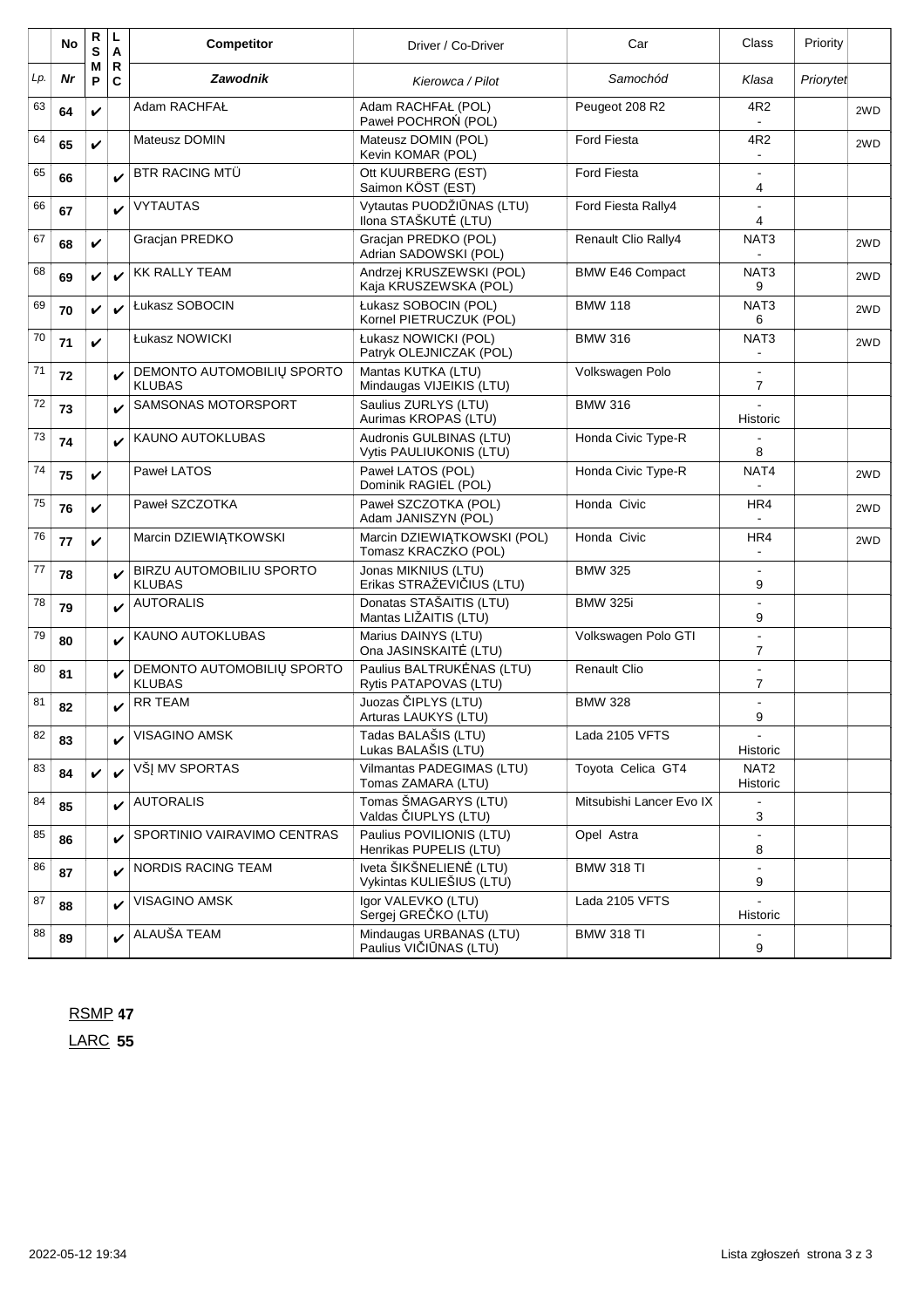| Lp. | No / Nr | RSMP | LARC | Competitor / Zawodnik | Driver / Co-Driver / Kierowca / Pilot | Car / Samochód | Class / Klasa | Priority / Priorytet | |
|---|---|---|---|---|---|---|---|---|---|
| 63 | 64 | ✔ | | Adam RACHFAŁ | Adam RACHFAŁ (POL) Paweł POCHROŃ (POL) | Peugeot 208 R2 | 4R2 - | | 2WD |
| 64 | 65 | ✔ | | Mateusz DOMIN | Mateusz DOMIN (POL) Kevin KOMAR (POL) | Ford Fiesta | 4R2 - | | 2WD |
| 65 | 66 | | ✔ | BTR RACING MTÜ | Ott KUURBERG (EST) Saimon KÖST (EST) | Ford Fiesta | - 4 | | |
| 66 | 67 | | ✔ | VYTAUTAS | Vytautas PUODŽIŪNAS (LTU) Ilona STAŠKUTĖ (LTU) | Ford Fiesta Rally4 | - 4 | | |
| 67 | 68 | ✔ | | Gracjan PREDKO | Gracjan PREDKO (POL) Adrian SADOWSKI (POL) | Renault Clio Rally4 | NAT3 - | | 2WD |
| 68 | 69 | ✔ | ✔ | KK RALLY TEAM | Andrzej KRUSZEWSKI (POL) Kaja KRUSZEWSKA (POL) | BMW E46 Compact | NAT3 9 | | 2WD |
| 69 | 70 | ✔ | ✔ | Łukasz SOBOCIN | Łukasz SOBOCIN (POL) Kornel PIETRUCZUK (POL) | BMW 118 | NAT3 6 | | 2WD |
| 70 | 71 | ✔ | | Łukasz NOWICKI | Łukasz NOWICKI (POL) Patryk OLEJNICZAK (POL) | BMW 316 | NAT3 - | | 2WD |
| 71 | 72 | | ✔ | DEMONTO AUTOMOBILIŲ SPORTO KLUBAS | Mantas KUTKA (LTU) Mindaugas VIJEIKIS (LTU) | Volkswagen Polo | - 7 | | |
| 72 | 73 | | ✔ | SAMSONAS MOTORSPORT | Saulius ZURLYS (LTU) Aurimas KROPAS (LTU) | BMW 316 | - Historic | | |
| 73 | 74 | | ✔ | KAUNO AUTOKLUBAS | Audronis GULBINAS (LTU) Vytis PAULIUKONIS (LTU) | Honda Civic Type-R | - 8 | | |
| 74 | 75 | ✔ | | Paweł LATOS | Paweł LATOS (POL) Dominik RAGIEL (POL) | Honda Civic Type-R | NAT4 - | | 2WD |
| 75 | 76 | ✔ | | Paweł SZCZOTKA | Paweł SZCZOTKA (POL) Adam JANISZYN (POL) | Honda Civic | HR4 - | | 2WD |
| 76 | 77 | ✔ | | Marcin DZIEWIĄTKOWSKI | Marcin DZIEWIĄTKOWSKI (POL) Tomasz KRACZKO (POL) | Honda Civic | HR4 - | | 2WD |
| 77 | 78 | | ✔ | BIRZU AUTOMOBILIU SPORTO KLUBAS | Jonas MIKNIUS (LTU) Erikas STRAŽEVIČIUS (LTU) | BMW 325 | - 9 | | |
| 78 | 79 | | ✔ | AUTORALIS | Donatas STAŠAITIS (LTU) Mantas LIŽAITIS (LTU) | BMW 325i | - 9 | | |
| 79 | 80 | | ✔ | KAUNO AUTOKLUBAS | Marius DAINYS (LTU) Ona JASINSKAITĖ (LTU) | Volkswagen Polo GTI | - 7 | | |
| 80 | 81 | | ✔ | DEMONTO AUTOMOBILIŲ SPORTO KLUBAS | Paulius BALTRUKĖNAS (LTU) Rytis PATAPOVAS (LTU) | Renault Clio | - 7 | | |
| 81 | 82 | | ✔ | RR TEAM | Juozas ČIPLYS (LTU) Arturas LAUKYS (LTU) | BMW 328 | - 9 | | |
| 82 | 83 | | ✔ | VISAGINO AMSK | Tadas BALAŠIS (LTU) Lukas BALAŠIS (LTU) | Lada 2105 VFTS | - Historic | | |
| 83 | 84 | ✔ | ✔ | VŠĮ MV SPORTAS | Vilmantas PADEGIMAS (LTU) Tomas ZAMARA (LTU) | Toyota Celica GT4 | NAT2 Historic | | |
| 84 | 85 | | ✔ | AUTORALIS | Tomas ŠMAGARYS (LTU) Valdas ČIUPLYS (LTU) | Mitsubishi Lancer Evo IX | - 3 | | |
| 85 | 86 | | ✔ | SPORTINIO VAIRAVIMO CENTRAS | Paulius POVILIONIS (LTU) Henrikas PUPELIS (LTU) | Opel Astra | - 8 | | |
| 86 | 87 | | ✔ | NORDIS RACING TEAM | Iveta ŠIKŠNELIENĖ (LTU) Vykintas KULIEŠIUS (LTU) | BMW 318 TI | - 9 | | |
| 87 | 88 | | ✔ | VISAGINO AMSK | Igor VALEVKO (LTU) Sergej GREČKO (LTU) | Lada 2105 VFTS | - Historic | | |
| 88 | 89 | | ✔ | ALAUŠA TEAM | Mindaugas URBANAS (LTU) Paulius VIČIŪNAS (LTU) | BMW 318 TI | - 9 | | |

RSMP **47**

LARC **55**

2022-05-12 19:34